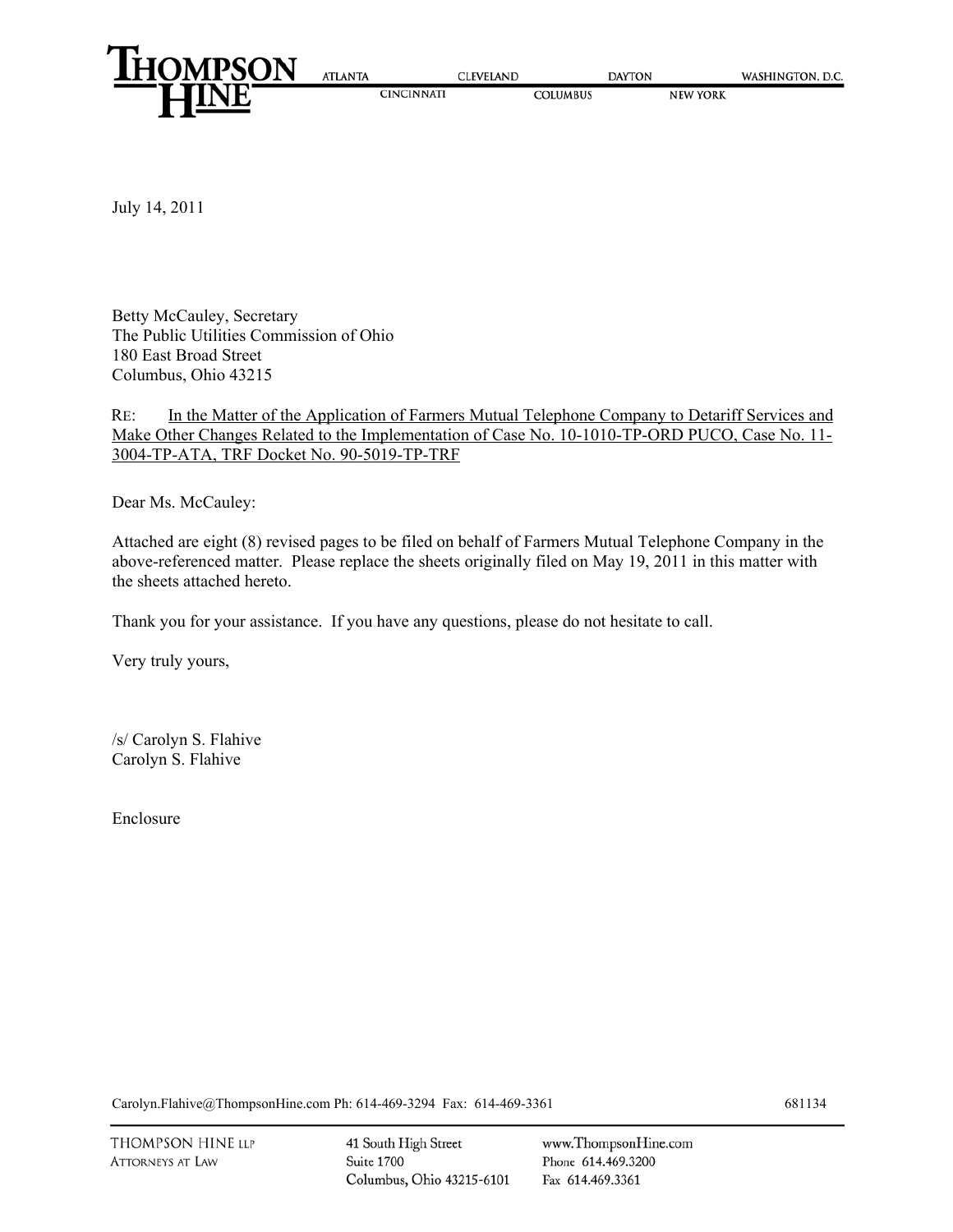**THOMPSON HINE** — ATLANTA · CINCINNATI · CLEVELAND · COLUMBUS · DAYTON · NEW YORK · WASHINGTON, D.C.

July 14, 2011

Betty McCauley, Secretary
The Public Utilities Commission of Ohio
180 East Broad Street
Columbus, Ohio 43215

RE: In the Matter of the Application of Farmers Mutual Telephone Company to Detariff Services and Make Other Changes Related to the Implementation of Case No. 10-1010-TP-ORD PUCO, Case No. 11-3004-TP-ATA, TRF Docket No. 90-5019-TP-TRF

Dear Ms. McCauley:

Attached are eight (8) revised pages to be filed on behalf of Farmers Mutual Telephone Company in the above-referenced matter. Please replace the sheets originally filed on May 19, 2011 in this matter with the sheets attached hereto.

Thank you for your assistance. If you have any questions, please do not hesitate to call.

Very truly yours,

/s/ Carolyn S. Flahive
Carolyn S. Flahive

Enclosure

Carolyn.Flahive@ThompsonHine.com Ph: 614-469-3294 Fax: 614-469-3361 681134

THOMPSON HINE LLP
ATTORNEYS AT LAW

41 South High Street
Suite 1700
Columbus, Ohio 43215-6101

www.ThompsonHine.com
Phone 614.469.3200
Fax 614.469.3361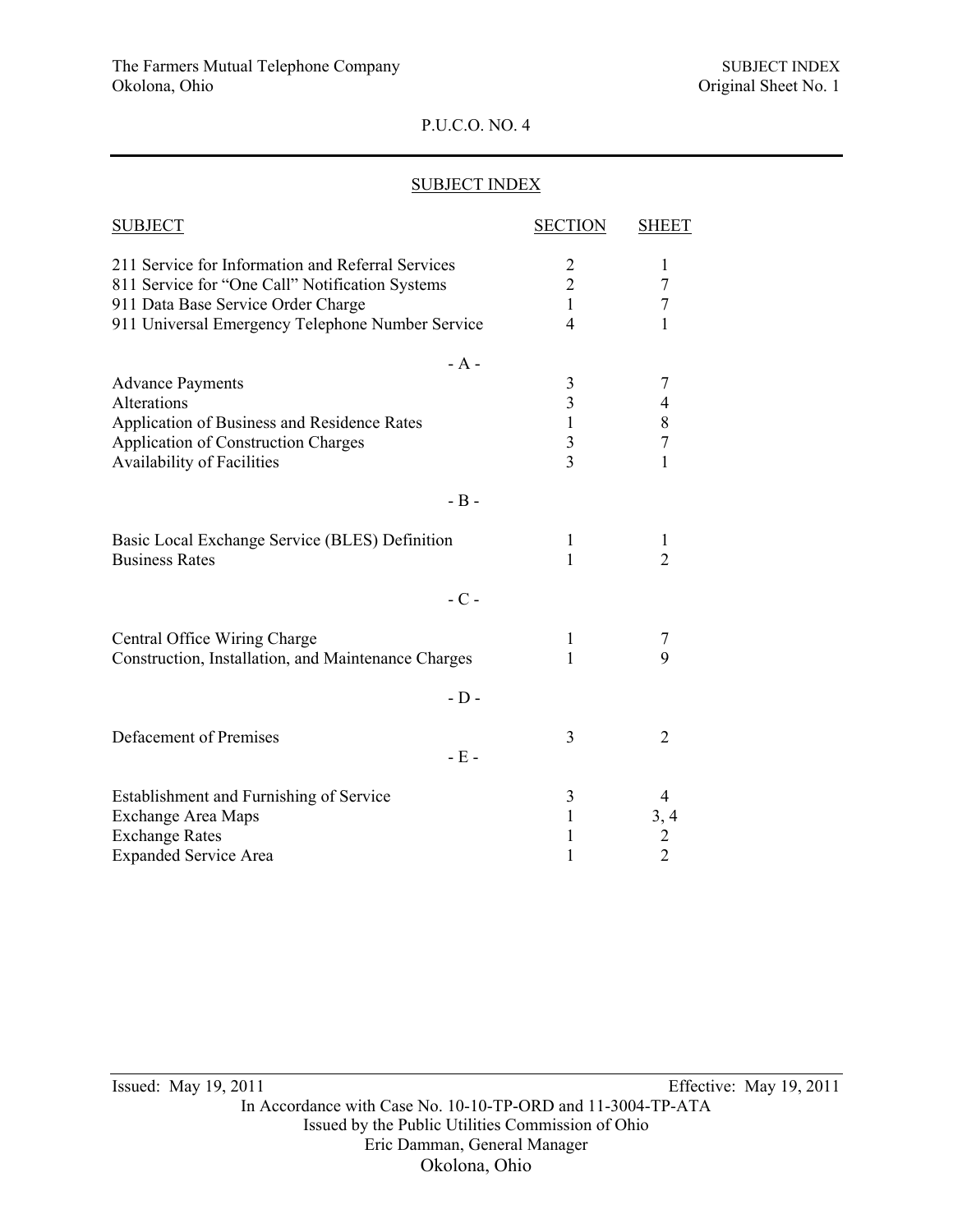The Farmers Mutual Telephone Company
Okolona, Ohio

SUBJECT INDEX
Original Sheet No. 1

P.U.C.O. NO. 4

## SUBJECT INDEX

| SUBJECT | SECTION | SHEET |
|---|---|---|
| 211 Service for Information and Referral Services | 2 | 1 |
| 811 Service for "One Call" Notification Systems | 2 | 7 |
| 911 Data Base Service Order Charge | 1 | 7 |
| 911 Universal Emergency Telephone Number Service | 4 | 1 |
| - A - | | |
| Advance Payments | 3 | 7 |
| Alterations | 3 | 4 |
| Application of Business and Residence Rates | 1 | 8 |
| Application of Construction Charges | 3 | 7 |
| Availability of Facilities | 3 | 1 |
| - B - | | |
| Basic Local Exchange Service (BLES) Definition | 1 | 1 |
| Business Rates | 1 | 2 |
| - C - | | |
| Central Office Wiring Charge | 1 | 7 |
| Construction, Installation, and Maintenance Charges | 1 | 9 |
| - D - | | |
| Defacement of Premises | 3 | 2 |
| - E - | | |
| Establishment and Furnishing of Service | 3 | 4 |
| Exchange Area Maps | 1 | 3, 4 |
| Exchange Rates | 1 | 2 |
| Expanded Service Area | 1 | 2 |

Issued: May 19, 2011 Effective: May 19, 2011

In Accordance with Case No. 10-10-TP-ORD and 11-3004-TP-ATA
Issued by the Public Utilities Commission of Ohio
Eric Damman, General Manager
Okolona, Ohio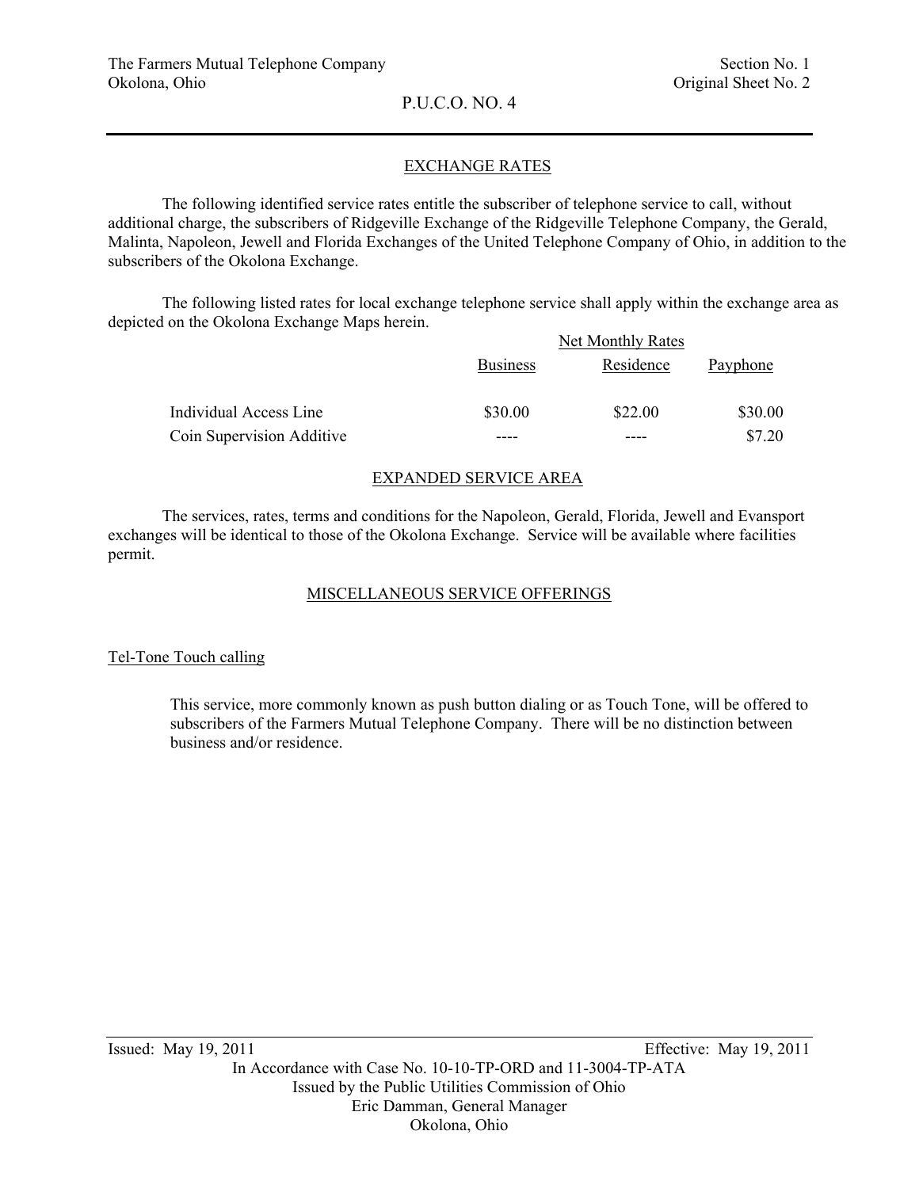## EXCHANGE RATES

The following identified service rates entitle the subscriber of telephone service to call, without additional charge, the subscribers of Ridgeville Exchange of the Ridgeville Telephone Company, the Gerald, Malinta, Napoleon, Jewell and Florida Exchanges of the United Telephone Company of Ohio, in addition to the subscribers of the Okolona Exchange.

The following listed rates for local exchange telephone service shall apply within the exchange area as depicted on the Okolona Exchange Maps herein.

| | Net Monthly Rates | | |
|---|---|---|---|
| | Business | Residence | Payphone |
| Individual Access Line | $30.00 | $22.00 | $30.00 |
| Coin Supervision Additive | ---- | ---- | $7.20 |

## EXPANDED SERVICE AREA

The services, rates, terms and conditions for the Napoleon, Gerald, Florida, Jewell and Evansport exchanges will be identical to those of the Okolona Exchange. Service will be available where facilities permit.

## MISCELLANEOUS SERVICE OFFERINGS

### Tel-Tone Touch calling

This service, more commonly known as push button dialing or as Touch Tone, will be offered to subscribers of the Farmers Mutual Telephone Company. There will be no distinction between business and/or residence.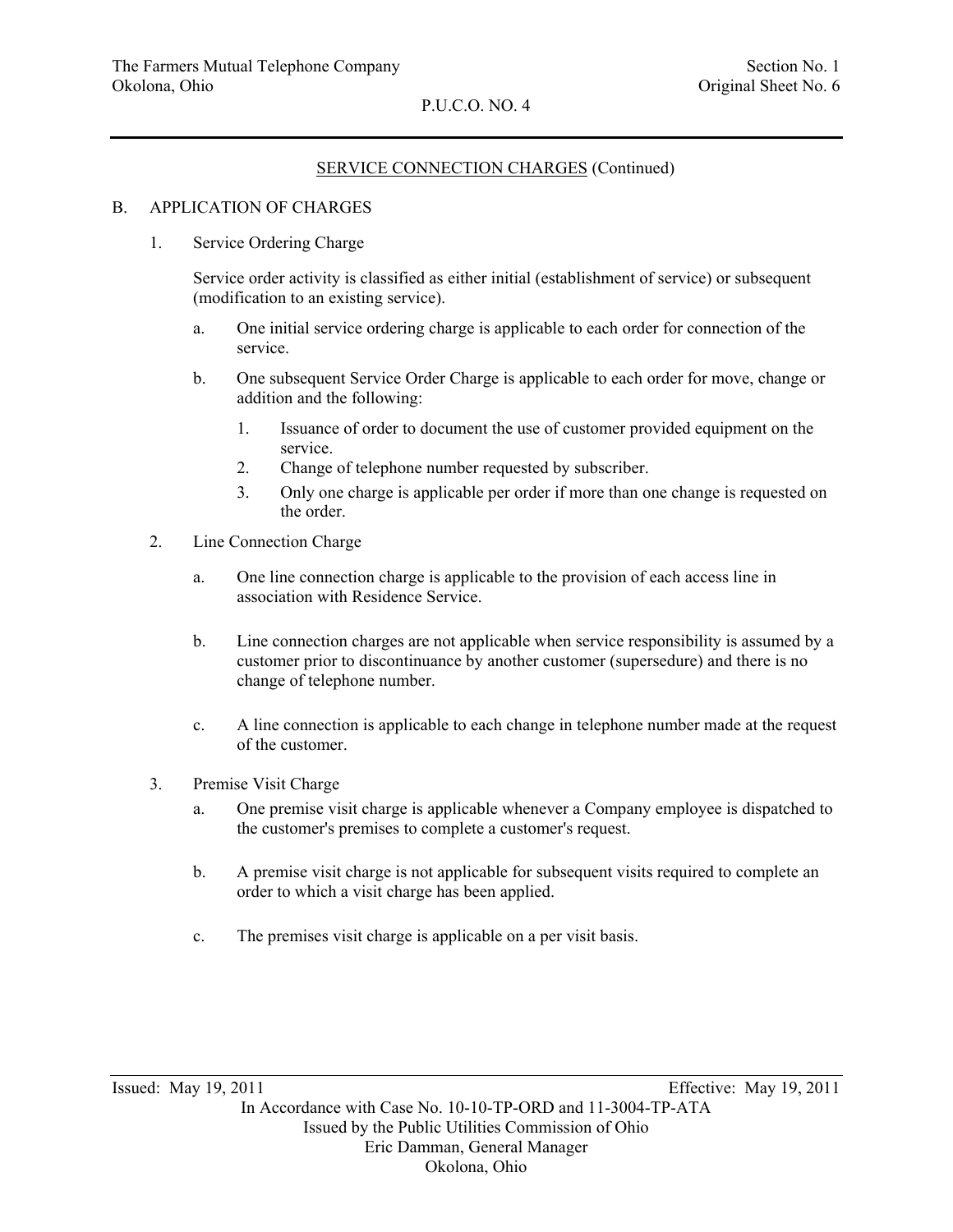## SERVICE CONNECTION CHARGES (Continued)

B. APPLICATION OF CHARGES

1. Service Ordering Charge

   Service order activity is classified as either initial (establishment of service) or subsequent (modification to an existing service).

   a. One initial service ordering charge is applicable to each order for connection of the service.

   b. One subsequent Service Order Charge is applicable to each order for move, change or addition and the following:

      1. Issuance of order to document the use of customer provided equipment on the service.
      2. Change of telephone number requested by subscriber.
      3. Only one charge is applicable per order if more than one change is requested on the order.

2. Line Connection Charge

   a. One line connection charge is applicable to the provision of each access line in association with Residence Service.

   b. Line connection charges are not applicable when service responsibility is assumed by a customer prior to discontinuance by another customer (supersedure) and there is no change of telephone number.

   c. A line connection is applicable to each change in telephone number made at the request of the customer.

3. Premise Visit Charge

   a. One premise visit charge is applicable whenever a Company employee is dispatched to the customer's premises to complete a customer's request.

   b. A premise visit charge is not applicable for subsequent visits required to complete an order to which a visit charge has been applied.

   c. The premises visit charge is applicable on a per visit basis.

Issued: May 19, 2011 Effective: May 19, 2011

In Accordance with Case No. 10-10-TP-ORD and 11-3004-TP-ATA
Issued by the Public Utilities Commission of Ohio
Eric Damman, General Manager
Okolona, Ohio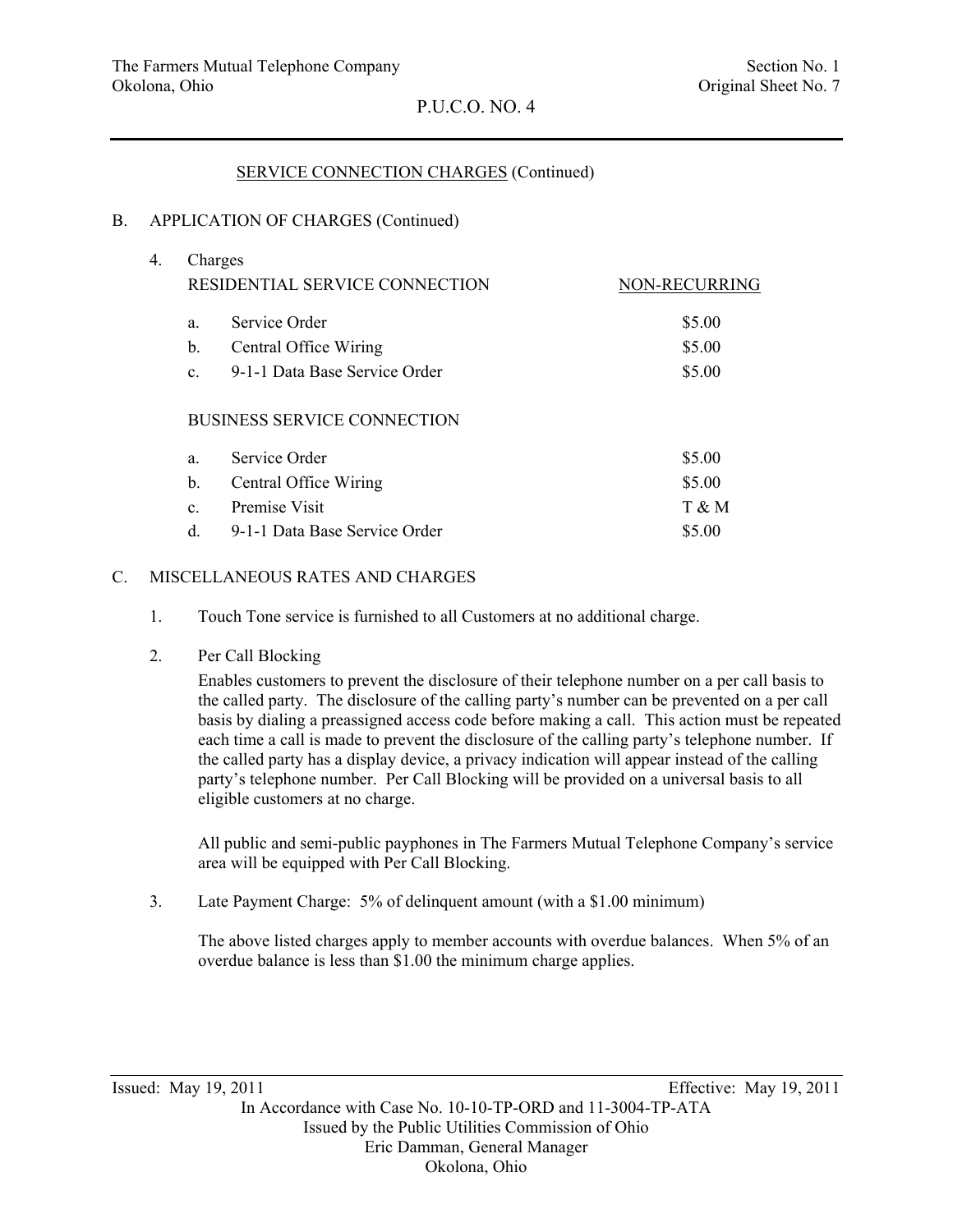## SERVICE CONNECTION CHARGES (Continued)

B. APPLICATION OF CHARGES (Continued)

4. Charges

| RESIDENTIAL SERVICE CONNECTION | | NON-RECURRING |
|---|---|---|
| a. | Service Order | \$5.00 |
| b. | Central Office Wiring | \$5.00 |
| c. | 9-1-1 Data Base Service Order | \$5.00 |

| BUSINESS SERVICE CONNECTION | | |
|---|---|---|
| a. | Service Order | \$5.00 |
| b. | Central Office Wiring | \$5.00 |
| c. | Premise Visit | T & M |
| d. | 9-1-1 Data Base Service Order | \$5.00 |

C. MISCELLANEOUS RATES AND CHARGES

1. Touch Tone service is furnished to all Customers at no additional charge.

2. Per Call Blocking

   Enables customers to prevent the disclosure of their telephone number on a per call basis to the called party. The disclosure of the calling party's number can be prevented on a per call basis by dialing a preassigned access code before making a call. This action must be repeated each time a call is made to prevent the disclosure of the calling party's telephone number. If the called party has a display device, a privacy indication will appear instead of the calling party's telephone number. Per Call Blocking will be provided on a universal basis to all eligible customers at no charge.

   All public and semi-public payphones in The Farmers Mutual Telephone Company's service area will be equipped with Per Call Blocking.

3. Late Payment Charge: 5% of delinquent amount (with a \$1.00 minimum)

   The above listed charges apply to member accounts with overdue balances. When 5% of an overdue balance is less than \$1.00 the minimum charge applies.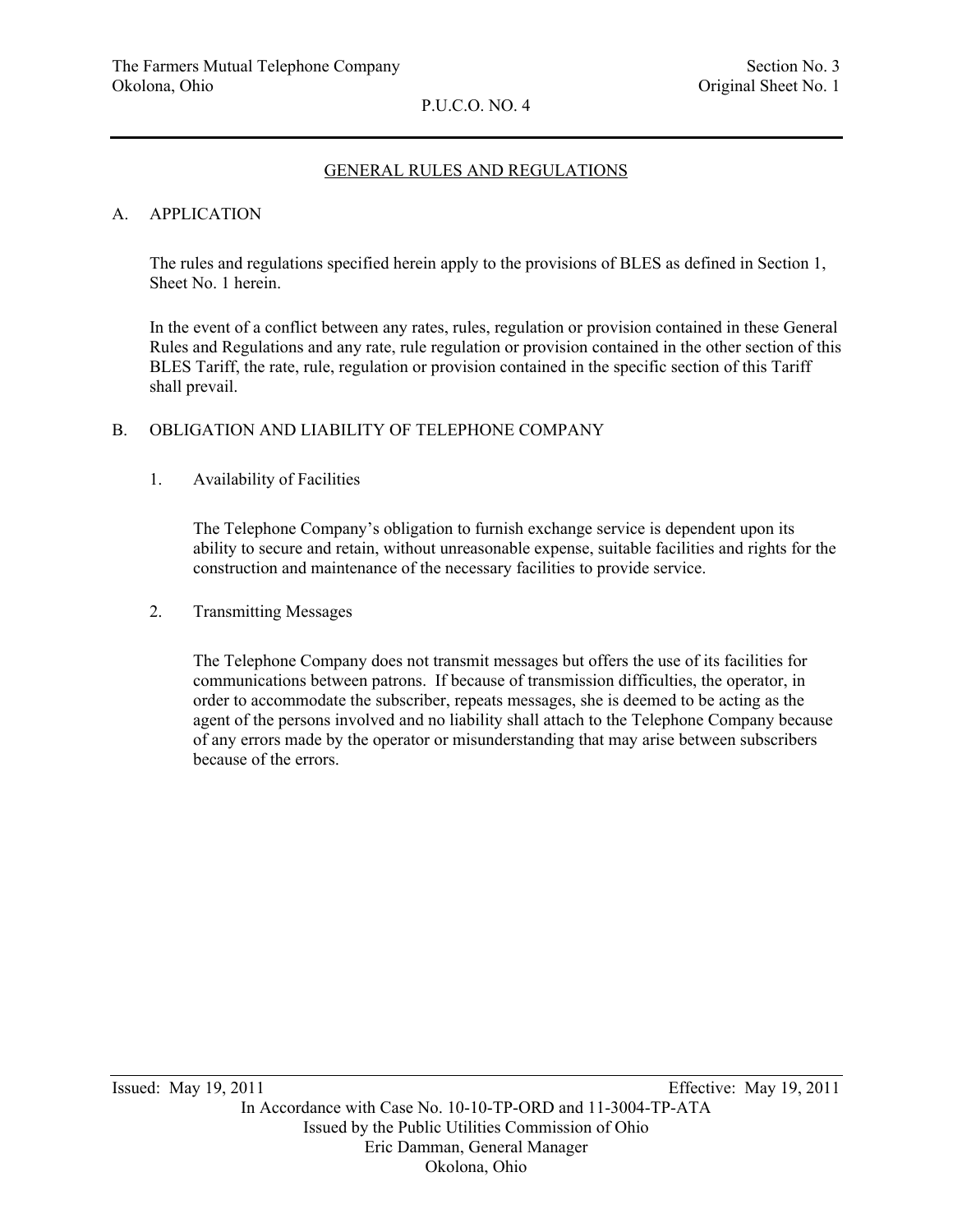## GENERAL RULES AND REGULATIONS

### A. APPLICATION

The rules and regulations specified herein apply to the provisions of BLES as defined in Section 1, Sheet No. 1 herein.

In the event of a conflict between any rates, rules, regulation or provision contained in these General Rules and Regulations and any rate, rule regulation or provision contained in the other section of this BLES Tariff, the rate, rule, regulation or provision contained in the specific section of this Tariff shall prevail.

### B. OBLIGATION AND LIABILITY OF TELEPHONE COMPANY

1. Availability of Facilities

   The Telephone Company's obligation to furnish exchange service is dependent upon its ability to secure and retain, without unreasonable expense, suitable facilities and rights for the construction and maintenance of the necessary facilities to provide service.

2. Transmitting Messages

   The Telephone Company does not transmit messages but offers the use of its facilities for communications between patrons. If because of transmission difficulties, the operator, in order to accommodate the subscriber, repeats messages, she is deemed to be acting as the agent of the persons involved and no liability shall attach to the Telephone Company because of any errors made by the operator or misunderstanding that may arise between subscribers because of the errors.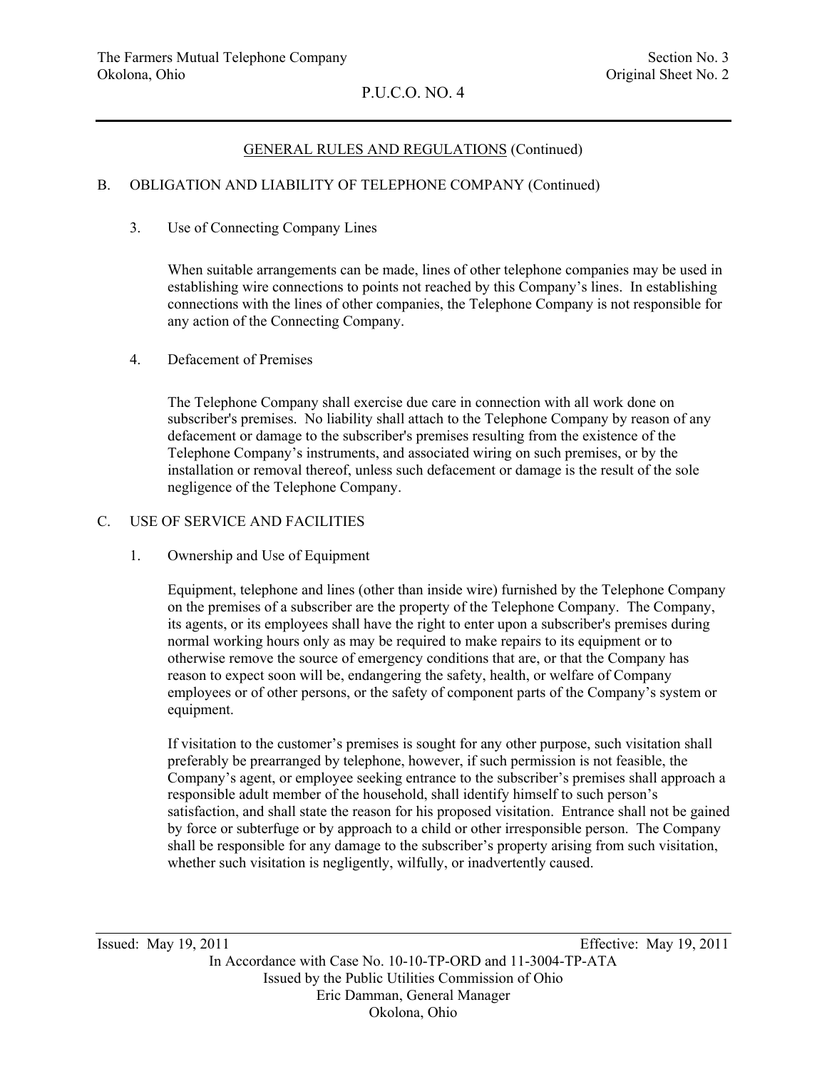## GENERAL RULES AND REGULATIONS (Continued)

### B. OBLIGATION AND LIABILITY OF TELEPHONE COMPANY (Continued)

3. Use of Connecting Company Lines

   When suitable arrangements can be made, lines of other telephone companies may be used in establishing wire connections to points not reached by this Company's lines. In establishing connections with the lines of other companies, the Telephone Company is not responsible for any action of the Connecting Company.

4. Defacement of Premises

   The Telephone Company shall exercise due care in connection with all work done on subscriber's premises. No liability shall attach to the Telephone Company by reason of any defacement or damage to the subscriber's premises resulting from the existence of the Telephone Company's instruments, and associated wiring on such premises, or by the installation or removal thereof, unless such defacement or damage is the result of the sole negligence of the Telephone Company.

### C. USE OF SERVICE AND FACILITIES

1. Ownership and Use of Equipment

   Equipment, telephone and lines (other than inside wire) furnished by the Telephone Company on the premises of a subscriber are the property of the Telephone Company. The Company, its agents, or its employees shall have the right to enter upon a subscriber's premises during normal working hours only as may be required to make repairs to its equipment or to otherwise remove the source of emergency conditions that are, or that the Company has reason to expect soon will be, endangering the safety, health, or welfare of Company employees or of other persons, or the safety of component parts of the Company's system or equipment.

   If visitation to the customer's premises is sought for any other purpose, such visitation shall preferably be prearranged by telephone, however, if such permission is not feasible, the Company's agent, or employee seeking entrance to the subscriber's premises shall approach a responsible adult member of the household, shall identify himself to such person's satisfaction, and shall state the reason for his proposed visitation. Entrance shall not be gained by force or subterfuge or by approach to a child or other irresponsible person. The Company shall be responsible for any damage to the subscriber's property arising from such visitation, whether such visitation is negligently, wilfully, or inadvertently caused.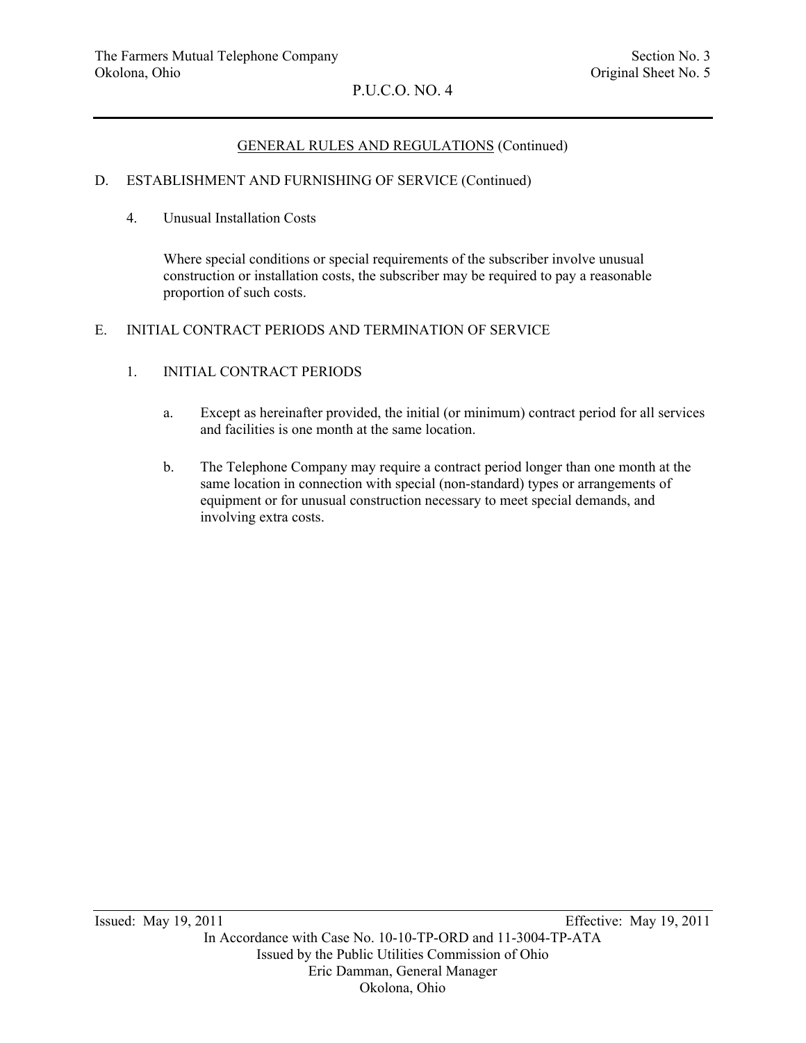## GENERAL RULES AND REGULATIONS (Continued)

D. ESTABLISHMENT AND FURNISHING OF SERVICE (Continued)

4. Unusual Installation Costs

   Where special conditions or special requirements of the subscriber involve unusual construction or installation costs, the subscriber may be required to pay a reasonable proportion of such costs.

E. INITIAL CONTRACT PERIODS AND TERMINATION OF SERVICE

1. INITIAL CONTRACT PERIODS

   a. Except as hereinafter provided, the initial (or minimum) contract period for all services and facilities is one month at the same location.

   b. The Telephone Company may require a contract period longer than one month at the same location in connection with special (non-standard) types or arrangements of equipment or for unusual construction necessary to meet special demands, and involving extra costs.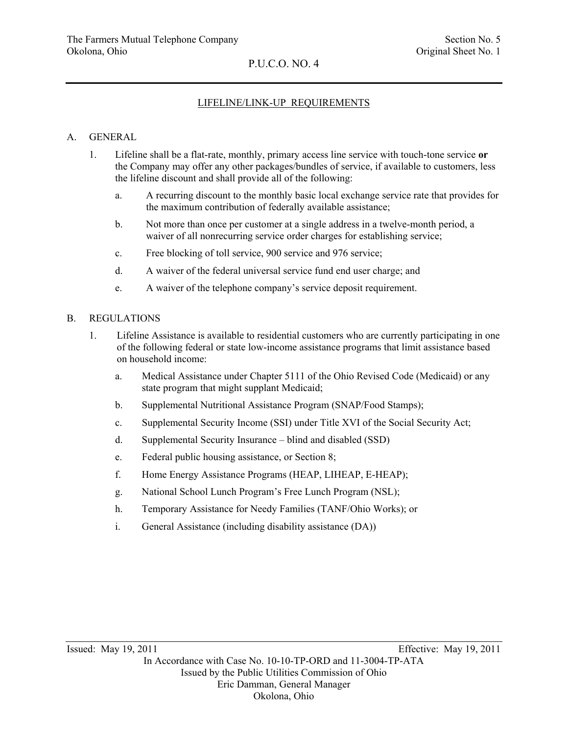# LIFELINE/LINK-UP REQUIREMENTS

## A. GENERAL

1. Lifeline shall be a flat-rate, monthly, primary access line service with touch-tone service **or** the Company may offer any other packages/bundles of service, if available to customers, less the lifeline discount and shall provide all of the following:

   a. A recurring discount to the monthly basic local exchange service rate that provides for the maximum contribution of federally available assistance;

   b. Not more than once per customer at a single address in a twelve-month period, a waiver of all nonrecurring service order charges for establishing service;

   c. Free blocking of toll service, 900 service and 976 service;

   d. A waiver of the federal universal service fund end user charge; and

   e. A waiver of the telephone company's service deposit requirement.

## B. REGULATIONS

1. Lifeline Assistance is available to residential customers who are currently participating in one of the following federal or state low-income assistance programs that limit assistance based on household income:

   a. Medical Assistance under Chapter 5111 of the Ohio Revised Code (Medicaid) or any state program that might supplant Medicaid;

   b. Supplemental Nutritional Assistance Program (SNAP/Food Stamps);

   c. Supplemental Security Income (SSI) under Title XVI of the Social Security Act;

   d. Supplemental Security Insurance – blind and disabled (SSD)

   e. Federal public housing assistance, or Section 8;

   f. Home Energy Assistance Programs (HEAP, LIHEAP, E-HEAP);

   g. National School Lunch Program's Free Lunch Program (NSL);

   h. Temporary Assistance for Needy Families (TANF/Ohio Works); or

   i. General Assistance (including disability assistance (DA))

Issued: May 19, 2011 Effective: May 19, 2011

In Accordance with Case No. 10-10-TP-ORD and 11-3004-TP-ATA
Issued by the Public Utilities Commission of Ohio
Eric Damman, General Manager
Okolona, Ohio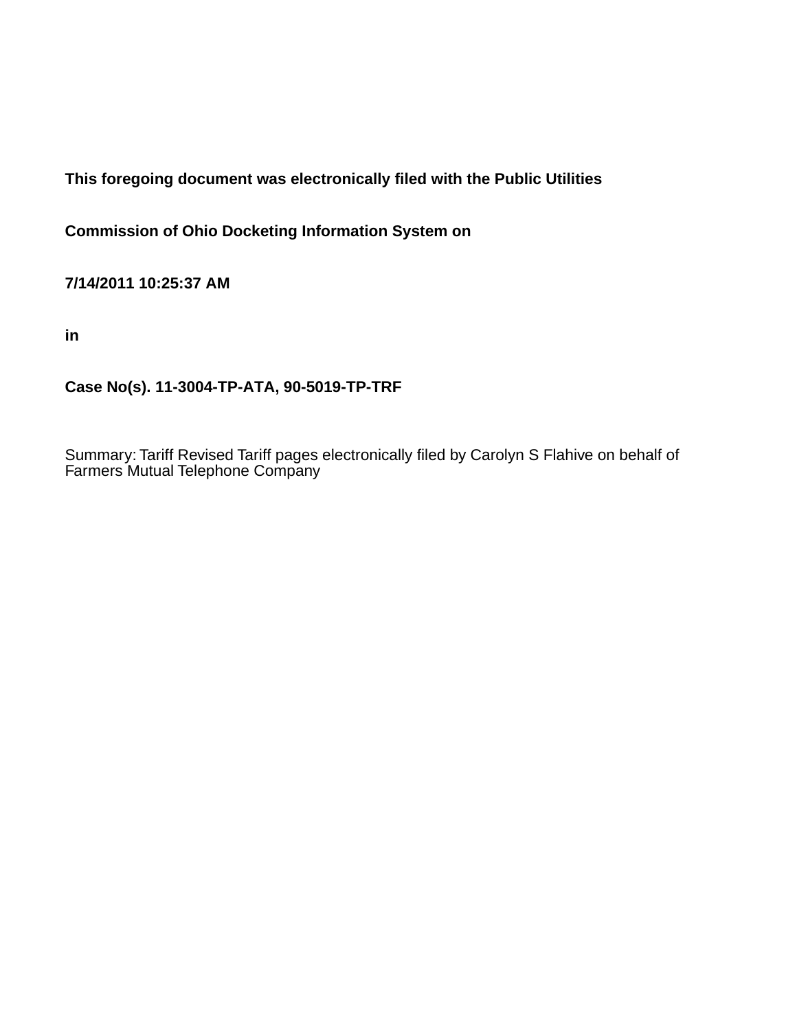**This foregoing document was electronically filed with the Public Utilities**

**Commission of Ohio Docketing Information System on**

**7/14/2011 10:25:37 AM**

**in**

**Case No(s). 11-3004-TP-ATA, 90-5019-TP-TRF**

Summary: Tariff Revised Tariff pages electronically filed by Carolyn S Flahive on behalf of Farmers Mutual Telephone Company